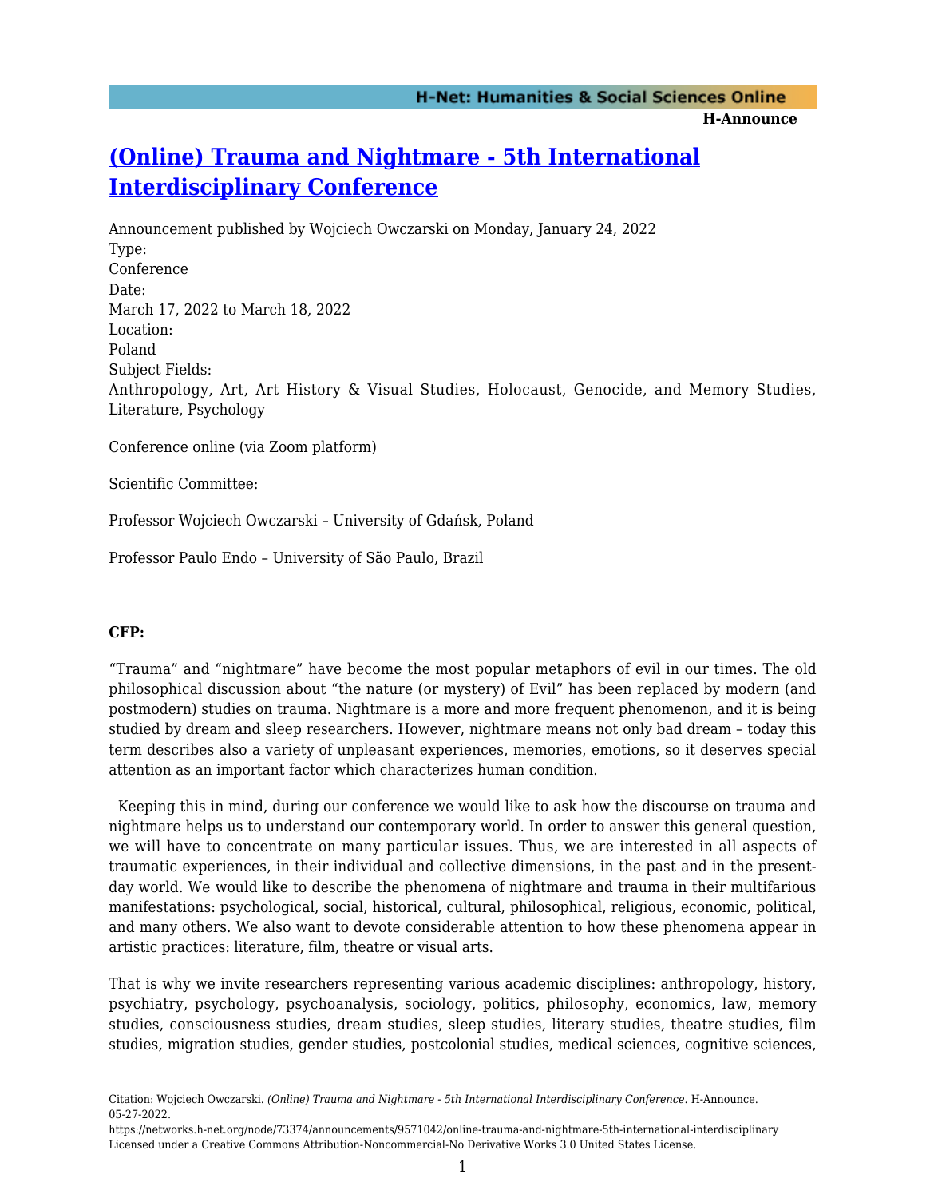# (Online) Trauma and Nightmare - 5th International Interdisciplinary Conference

Announcement published by Wojciech Owczarski on Monday, January 24, 2022

Type:
Conference

Date:
March 17, 2022 to March 18, 2022

Location:
Poland

Subject Fields:
Anthropology, Art, Art History & Visual Studies, Holocaust, Genocide, and Memory Studies, Literature, Psychology

Conference online (via Zoom platform)

Scientific Committee:

Professor Wojciech Owczarski – University of Gdańsk, Poland

Professor Paulo Endo – University of São Paulo, Brazil

**CFP:**

“Trauma” and “nightmare” have become the most popular metaphors of evil in our times. The old philosophical discussion about “the nature (or mystery) of Evil” has been replaced by modern (and postmodern) studies on trauma. Nightmare is a more and more frequent phenomenon, and it is being studied by dream and sleep researchers. However, nightmare means not only bad dream – today this term describes also a variety of unpleasant experiences, memories, emotions, so it deserves special attention as an important factor which characterizes human condition.

Keeping this in mind, during our conference we would like to ask how the discourse on trauma and nightmare helps us to understand our contemporary world. In order to answer this general question, we will have to concentrate on many particular issues. Thus, we are interested in all aspects of traumatic experiences, in their individual and collective dimensions, in the past and in the present-day world. We would like to describe the phenomena of nightmare and trauma in their multifarious manifestations: psychological, social, historical, cultural, philosophical, religious, economic, political, and many others. We also want to devote considerable attention to how these phenomena appear in artistic practices: literature, film, theatre or visual arts.

That is why we invite researchers representing various academic disciplines: anthropology, history, psychiatry, psychology, psychoanalysis, sociology, politics, philosophy, economics, law, memory studies, consciousness studies, dream studies, sleep studies, literary studies, theatre studies, film studies, migration studies, gender studies, postcolonial studies, medical sciences, cognitive sciences,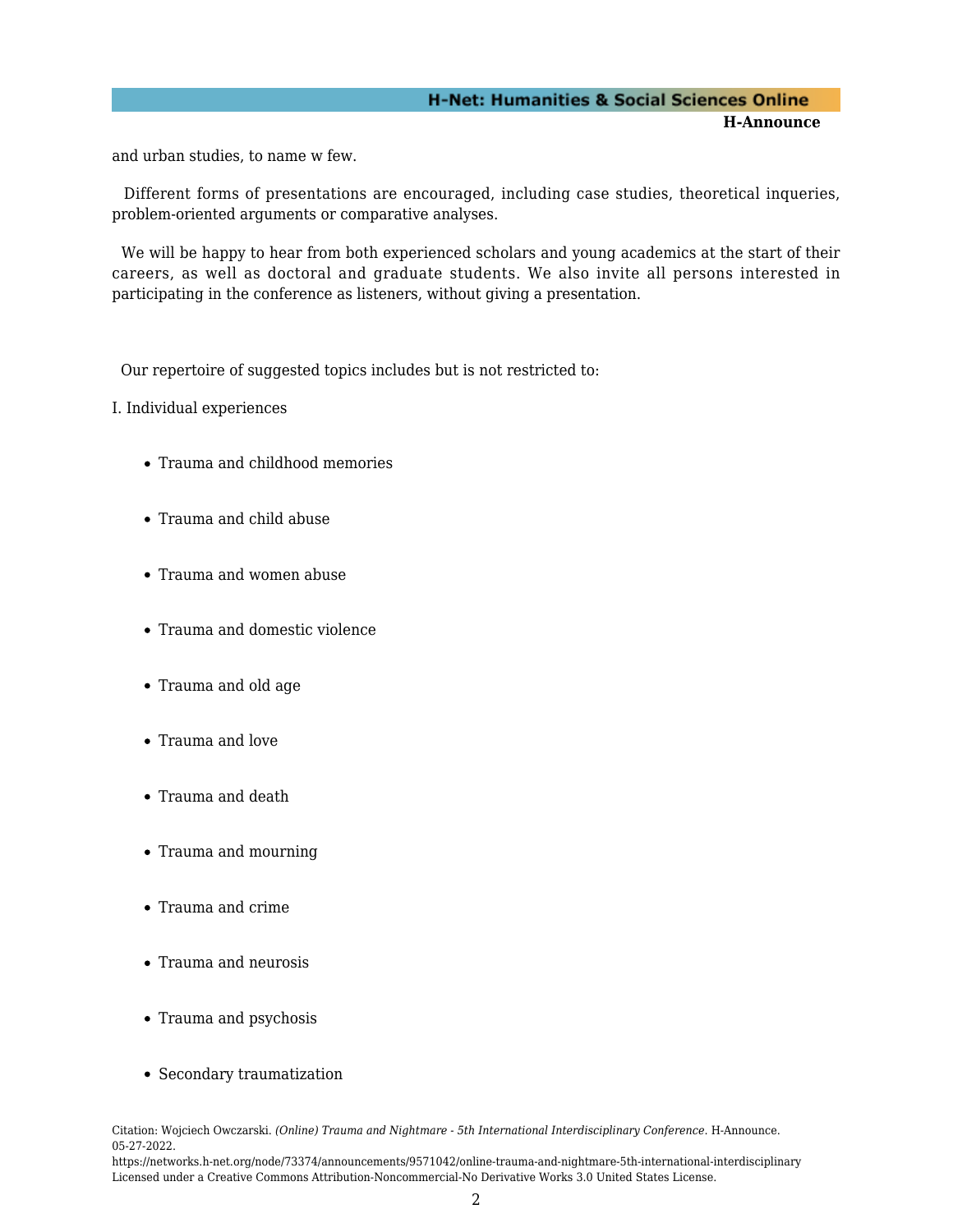and urban studies, to name w few.

Different forms of presentations are encouraged, including case studies, theoretical inqueries, problem-oriented arguments or comparative analyses.

We will be happy to hear from both experienced scholars and young academics at the start of their careers, as well as doctoral and graduate students. We also invite all persons interested in participating in the conference as listeners, without giving a presentation.

Our repertoire of suggested topics includes but is not restricted to:

I. Individual experiences

- Trauma and childhood memories
- Trauma and child abuse
- Trauma and women abuse
- Trauma and domestic violence
- Trauma and old age
- Trauma and love
- Trauma and death
- Trauma and mourning
- Trauma and crime
- Trauma and neurosis
- Trauma and psychosis
- Secondary traumatization

Citation: Wojciech Owczarski. *(Online) Trauma and Nightmare - 5th International Interdisciplinary Conference*. H-Announce. 05-27-2022.
https://networks.h-net.org/node/73374/announcements/9571042/online-trauma-and-nightmare-5th-international-interdisciplinary
Licensed under a Creative Commons Attribution-Noncommercial-No Derivative Works 3.0 United States License.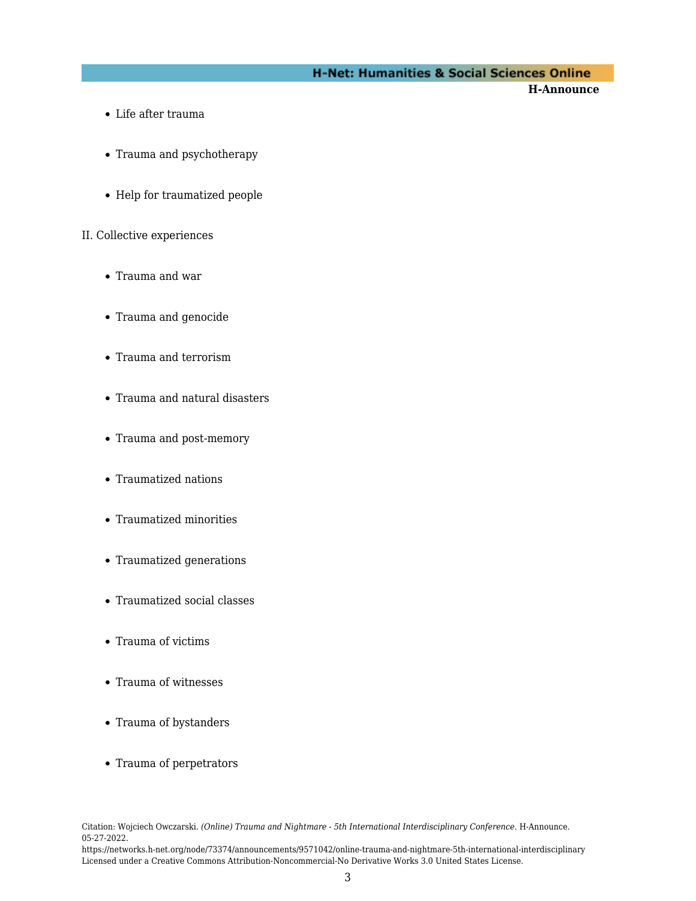- Life after trauma
- Trauma and psychotherapy
- Help for traumatized people

II. Collective experiences

- Trauma and war
- Trauma and genocide
- Trauma and terrorism
- Trauma and natural disasters
- Trauma and post-memory
- Traumatized nations
- Traumatized minorities
- Traumatized generations
- Traumatized social classes
- Trauma of victims
- Trauma of witnesses
- Trauma of bystanders
- Trauma of perpetrators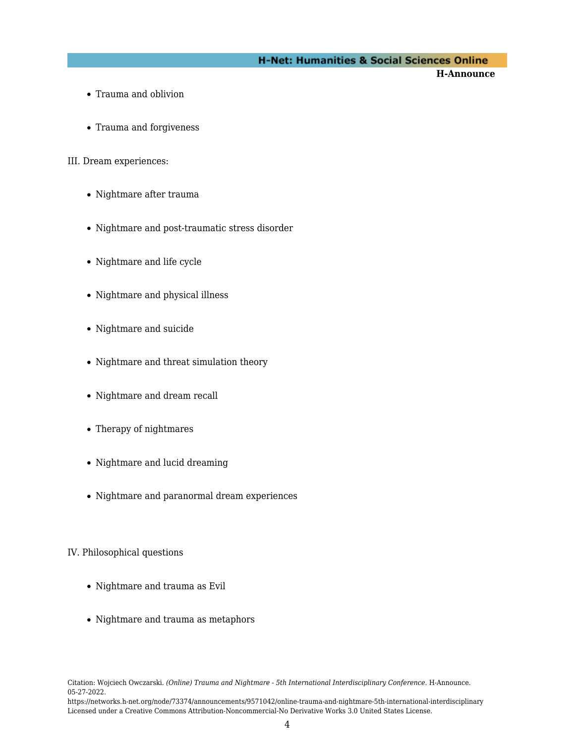- Trauma and oblivion
- Trauma and forgiveness

III. Dream experiences:

- Nightmare after trauma
- Nightmare and post-traumatic stress disorder
- Nightmare and life cycle
- Nightmare and physical illness
- Nightmare and suicide
- Nightmare and threat simulation theory
- Nightmare and dream recall
- Therapy of nightmares
- Nightmare and lucid dreaming
- Nightmare and paranormal dream experiences

IV. Philosophical questions

- Nightmare and trauma as Evil
- Nightmare and trauma as metaphors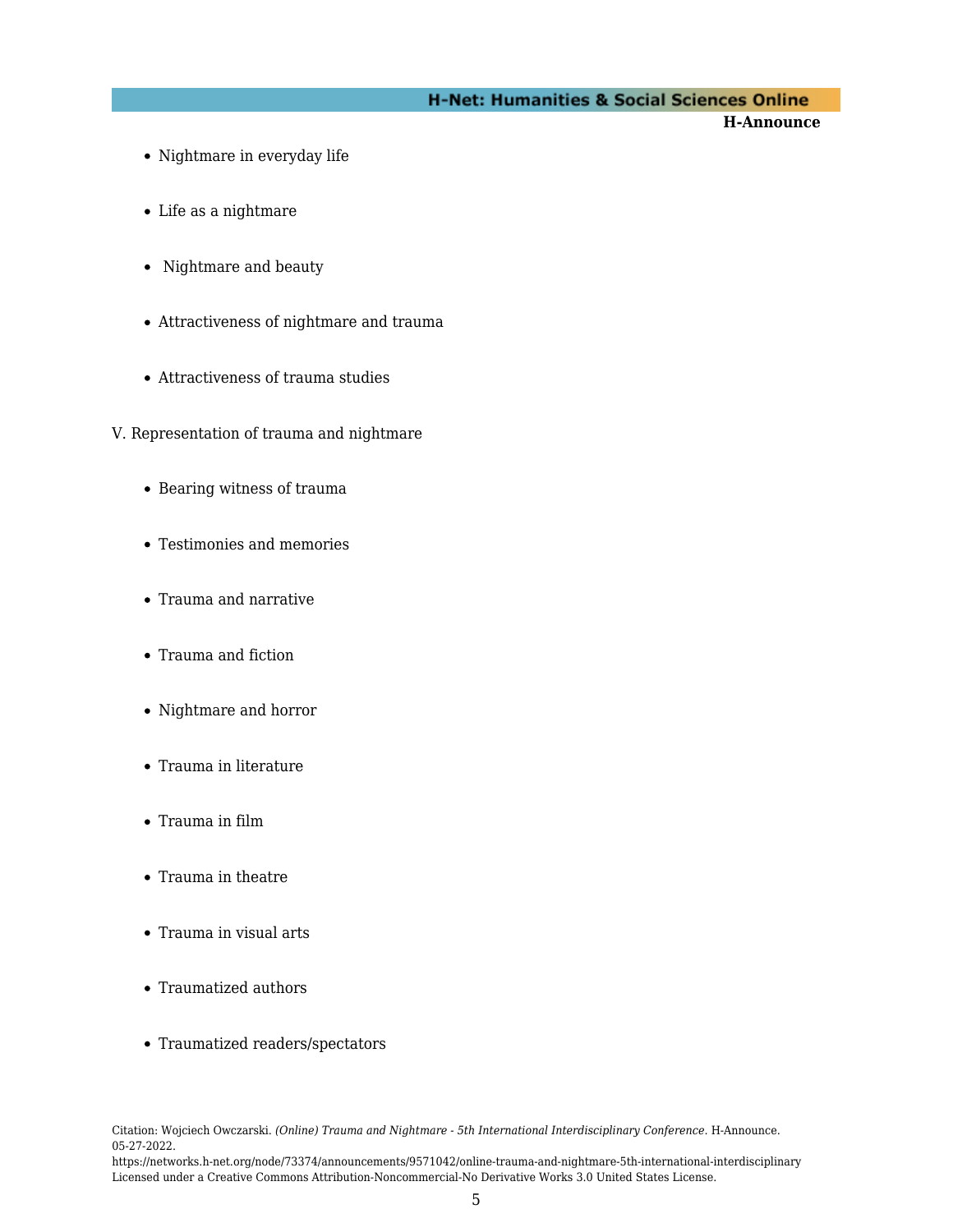- Nightmare in everyday life
- Life as a nightmare
- Nightmare and beauty
- Attractiveness of nightmare and trauma
- Attractiveness of trauma studies

V. Representation of trauma and nightmare

- Bearing witness of trauma
- Testimonies and memories
- Trauma and narrative
- Trauma and fiction
- Nightmare and horror
- Trauma in literature
- Trauma in film
- Trauma in theatre
- Trauma in visual arts
- Traumatized authors
- Traumatized readers/spectators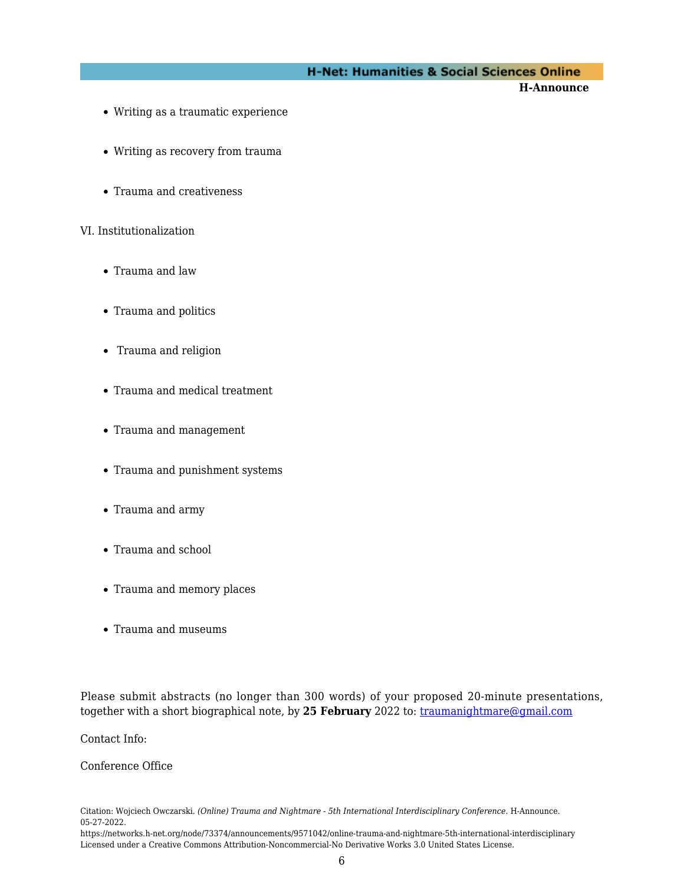- Writing as a traumatic experience
- Writing as recovery from trauma
- Trauma and creativeness

VI. Institutionalization

- Trauma and law
- Trauma and politics
- Trauma and religion
- Trauma and medical treatment
- Trauma and management
- Trauma and punishment systems
- Trauma and army
- Trauma and school
- Trauma and memory places
- Trauma and museums

Please submit abstracts (no longer than 300 words) of your proposed 20-minute presentations, together with a short biographical note, by **25 February** 2022 to: traumanightmare@gmail.com

Contact Info:

Conference Office

Citation: Wojciech Owczarski. *(Online) Trauma and Nightmare - 5th International Interdisciplinary Conference*. H-Announce. 05-27-2022.
https://networks.h-net.org/node/73374/announcements/9571042/online-trauma-and-nightmare-5th-international-interdisciplinary
Licensed under a Creative Commons Attribution-Noncommercial-No Derivative Works 3.0 United States License.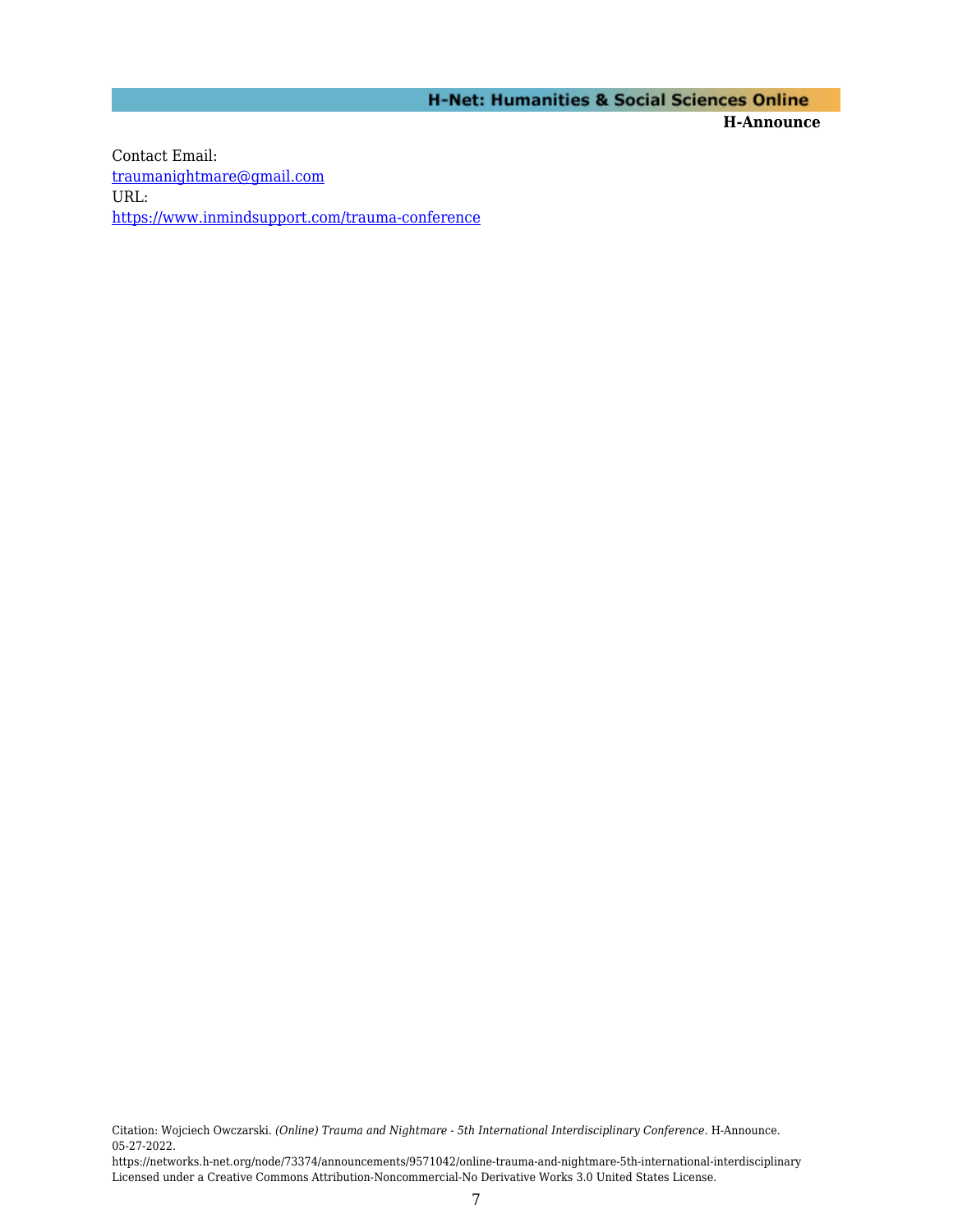Contact Email:
traumanightmare@gmail.com
URL:
https://www.inmindsupport.com/trauma-conference